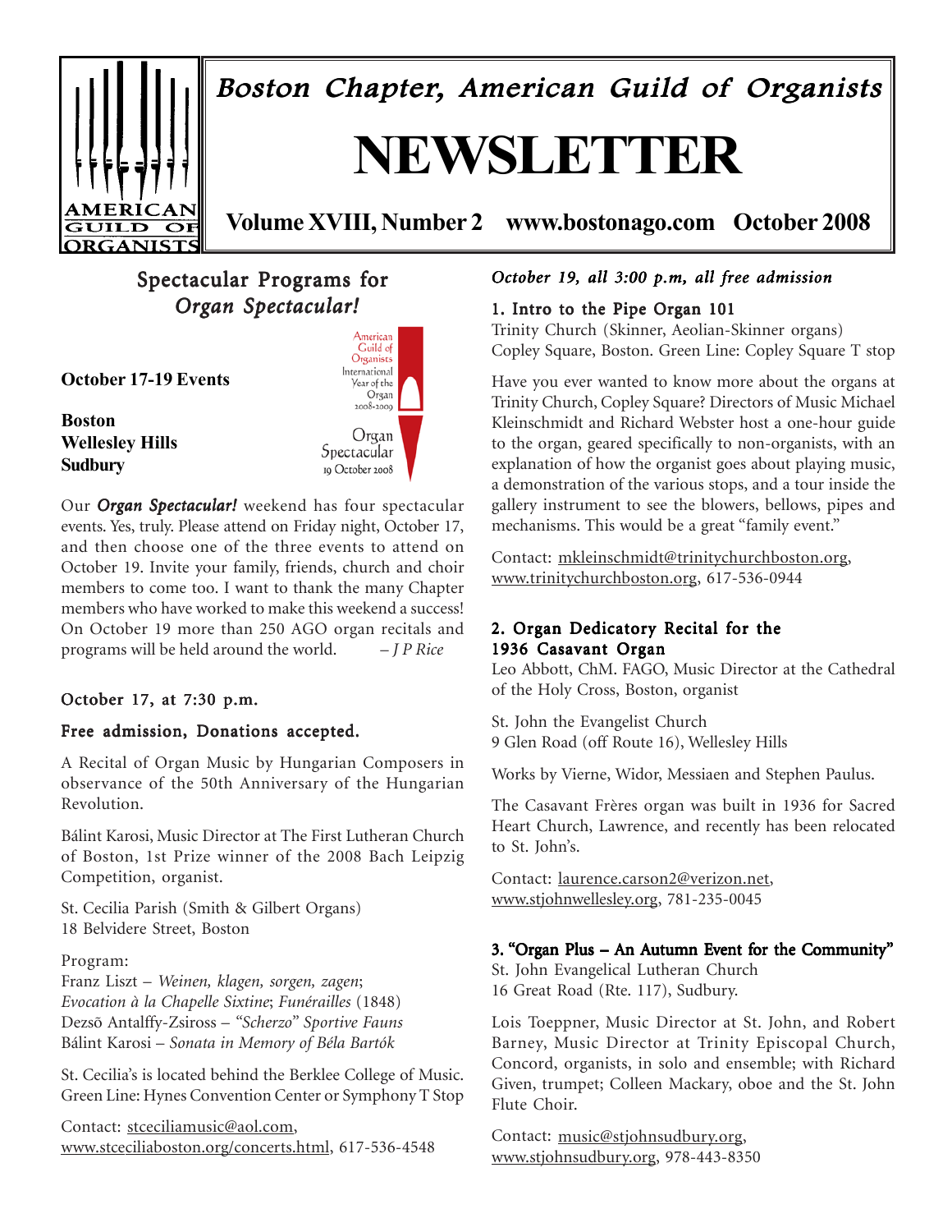# Boston Chapter, American Guild of Organists

# NEWSLETTER

**Volume XVIII, Number 2 www.bostonago.com October 2008**

## Spectacular Programs for *Organ Spectacular!*

American Guild of Organists International Year of the Organ 2008-2009

Organ Spectacular 19 October 2008

**October 17-19 Events**

**Boston**
**Wellesley Hills**
**Sudbury**

Our ***Organ Spectacular!*** weekend has four spectacular events. Yes, truly. Please attend on Friday night, October 17, and then choose one of the three events to attend on October 19. Invite your family, friends, church and choir members to come too. I want to thank the many Chapter members who have worked to make this weekend a success! On October 19 more than 250 AGO organ recitals and programs will be held around the world. *– J P Rice*

### October 17, at 7:30 p.m.

### Free admission, Donations accepted.

A Recital of Organ Music by Hungarian Composers in observance of the 50th Anniversary of the Hungarian Revolution.

Bálint Karosi, Music Director at The First Lutheran Church of Boston, 1st Prize winner of the 2008 Bach Leipzig Competition, organist.

St. Cecilia Parish (Smith & Gilbert Organs)
18 Belvidere Street, Boston

Program:
Franz Liszt – *Weinen, klagen, sorgen, zagen*; *Evocation à la Chapelle Sixtine*; *Funérailles* (1848)
Dezsō Antalffy-Zsiross – *"Scherzo" Sportive Fauns*
Bálint Karosi – *Sonata in Memory of Béla Bartók*

St. Cecilia's is located behind the Berklee College of Music. Green Line: Hynes Convention Center or Symphony T Stop

Contact: stceciliamusic@aol.com, www.stceciliaboston.org/concerts.html, 617-536-4548

### *October 19, all 3:00 p.m, all free admission*

### 1. Intro to the Pipe Organ 101

Trinity Church (Skinner, Aeolian-Skinner organs)
Copley Square, Boston. Green Line: Copley Square T stop

Have you ever wanted to know more about the organs at Trinity Church, Copley Square? Directors of Music Michael Kleinschmidt and Richard Webster host a one-hour guide to the organ, geared specifically to non-organists, with an explanation of how the organist goes about playing music, a demonstration of the various stops, and a tour inside the gallery instrument to see the blowers, bellows, pipes and mechanisms. This would be a great "family event."

Contact: mkleinschmidt@trinitychurchboston.org, www.trinitychurchboston.org, 617-536-0944

### 2. Organ Dedicatory Recital for the 1936 Casavant Organ

Leo Abbott, ChM. FAGO, Music Director at the Cathedral of the Holy Cross, Boston, organist

St. John the Evangelist Church
9 Glen Road (off Route 16), Wellesley Hills

Works by Vierne, Widor, Messiaen and Stephen Paulus.

The Casavant Frères organ was built in 1936 for Sacred Heart Church, Lawrence, and recently has been relocated to St. John's.

Contact: laurence.carson2@verizon.net, www.stjohnwellesley.org, 781-235-0045

### 3. "Organ Plus – An Autumn Event for the Community"

St. John Evangelical Lutheran Church
16 Great Road (Rte. 117), Sudbury.

Lois Toeppner, Music Director at St. John, and Robert Barney, Music Director at Trinity Episcopal Church, Concord, organists, in solo and ensemble; with Richard Given, trumpet; Colleen Mackary, oboe and the St. John Flute Choir.

Contact: music@stjohnsudbury.org, www.stjohnsudbury.org, 978-443-8350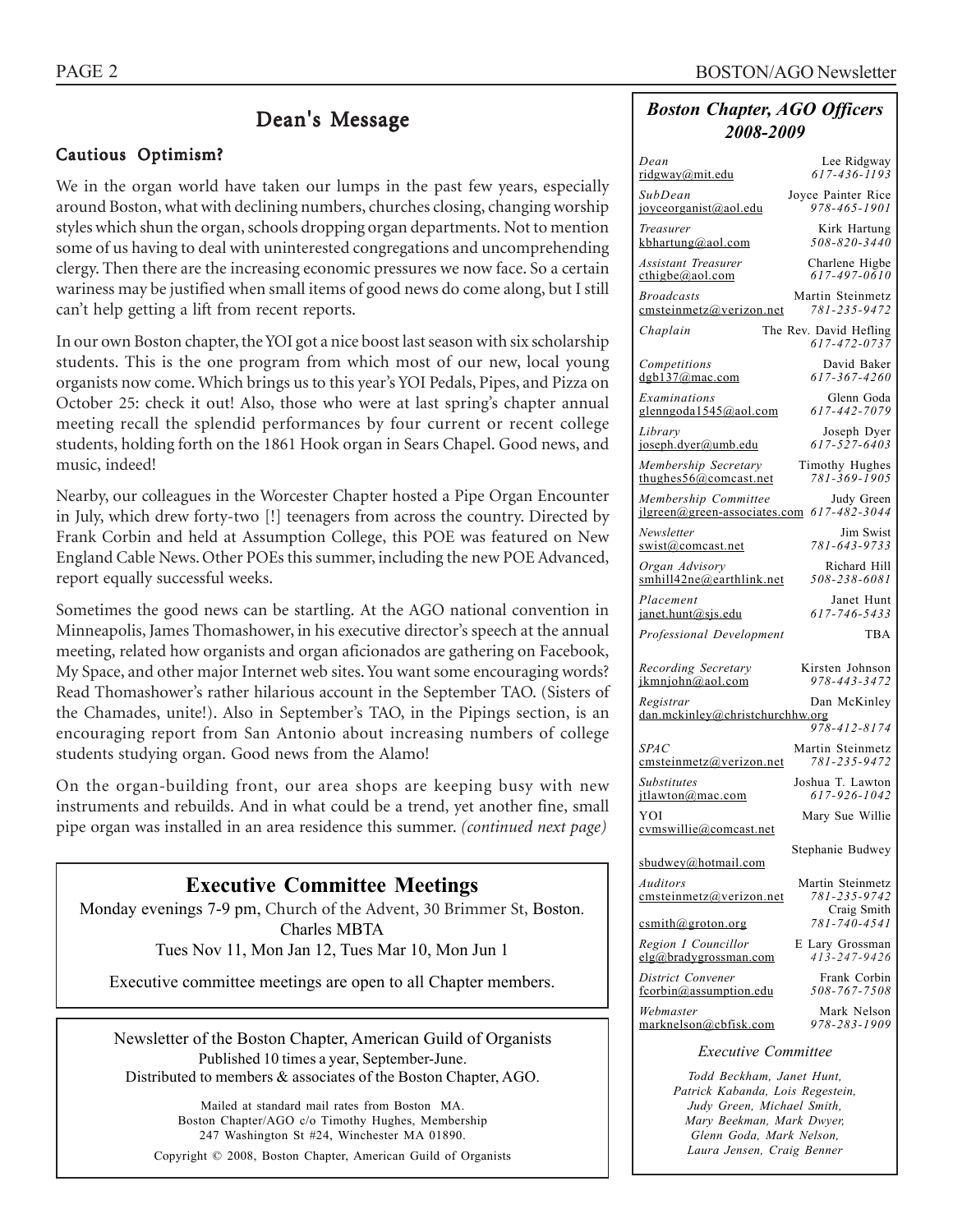## Dean's Message

### Cautious Optimism?

We in the organ world have taken our lumps in the past few years, especially around Boston, what with declining numbers, churches closing, changing worship styles which shun the organ, schools dropping organ departments. Not to mention some of us having to deal with uninterested congregations and uncomprehending clergy. Then there are the increasing economic pressures we now face. So a certain wariness may be justified when small items of good news do come along, but I still can't help getting a lift from recent reports.

In our own Boston chapter, the YOI got a nice boost last season with six scholarship students. This is the one program from which most of our new, local young organists now come. Which brings us to this year's YOI Pedals, Pipes, and Pizza on October 25: check it out! Also, those who were at last spring's chapter annual meeting recall the splendid performances by four current or recent college students, holding forth on the 1861 Hook organ in Sears Chapel. Good news, and music, indeed!

Nearby, our colleagues in the Worcester Chapter hosted a Pipe Organ Encounter in July, which drew forty-two [!] teenagers from across the country. Directed by Frank Corbin and held at Assumption College, this POE was featured on New England Cable News. Other POEs this summer, including the new POE Advanced, report equally successful weeks.

Sometimes the good news can be startling. At the AGO national convention in Minneapolis, James Thomashower, in his executive director's speech at the annual meeting, related how organists and organ aficionados are gathering on Facebook, My Space, and other major Internet web sites. You want some encouraging words? Read Thomashower's rather hilarious account in the September TAO. (Sisters of the Chamades, unite!). Also in September's TAO, in the Pipings section, is an encouraging report from San Antonio about increasing numbers of college students studying organ. Good news from the Alamo!

On the organ-building front, our area shops are keeping busy with new instruments and rebuilds. And in what could be a trend, yet another fine, small pipe organ was installed in an area residence this summer. *(continued next page)*

## Executive Committee Meetings

Monday evenings 7-9 pm, Church of the Advent, 30 Brimmer St, Boston. Charles MBTA

Tues Nov 11, Mon Jan 12, Tues Mar 10, Mon Jun 1

Executive committee meetings are open to all Chapter members.

---

Newsletter of the Boston Chapter, American Guild of Organists
Published 10 times a year, September-June.
Distributed to members & associates of the Boston Chapter, AGO.

Mailed at standard mail rates from Boston MA.
Boston Chapter/AGO c/o Timothy Hughes, Membership
247 Washington St #24, Winchester MA 01890.

Copyright © 2008, Boston Chapter, American Guild of Organists

---

## *Boston Chapter, AGO Officers 2008-2009*

| Position | Name / Email | Phone |
|---|---|---|
| *Dean* | Lee Ridgway, ridgway@mit.edu | *617-436-1193* |
| *SubDean* | Joyce Painter Rice, joyceorganist@aol.edu | *978-465-1901* |
| *Treasurer* | Kirk Hartung, kbhartung@aol.com | *508-820-3440* |
| *Assistant Treasurer* | Charlene Higbe, cthigbe@aol.com | *617-497-0610* |
| *Broadcasts* | Martin Steinmetz, cmsteinmetz@verizon.net | *781-235-9472* |
| *Chaplain* | The Rev. David Hefling | *617-472-0737* |
| *Competitions* | David Baker, dgb137@mac.com | *617-367-4260* |
| *Examinations* | Glenn Goda, glenngoda1545@aol.com | *617-442-7079* |
| *Library* | Joseph Dyer, joseph.dyer@umb.edu | *617-527-6403* |
| *Membership Secretary* | Timothy Hughes, thughes56@comcast.net | *781-369-1905* |
| *Membership Committee* | Judy Green, jlgreen@green-associates.com | *617-482-3044* |
| *Newsletter* | Jim Swist, swist@comcast.net | *781-643-9733* |
| *Organ Advisory* | Richard Hill, smhill42ne@earthlink.net | *508-238-6081* |
| *Placement* | Janet Hunt, janet.hunt@sjs.edu | *617-746-5433* |
| *Professional Development* | TBA | |
| *Recording Secretary* | Kirsten Johnson, jkmnjohn@aol.com | *978-443-3472* |
| *Registrar* | Dan McKinley, dan.mckinley@christchurchhw.org | *978-412-8174* |
| *SPAC* | Martin Steinmetz, cmsteinmetz@verizon.net | *781-235-9472* |
| *Substitutes* | Joshua T. Lawton, jtlawton@mac.com | *617-926-1042* |
| YOI | Mary Sue Willie, cvmswillie@comcast.net | |
| | Stephanie Budwey, sbudwey@hotmail.com | |
| *Auditors* | Martin Steinmetz, cmsteinmetz@verizon.net | *781-235-9742* |
| | Craig Smith, csmith@groton.org | *781-740-4541* |
| *Region I Councillor* | E Lary Grossman, elg@bradygrossman.com | *413-247-9426* |
| *District Convener* | Frank Corbin, fcorbin@assumption.edu | *508-767-7508* |
| *Webmaster* | Mark Nelson, marknelson@cbfisk.com | *978-283-1909* |

### *Executive Committee*

*Todd Beckham, Janet Hunt, Patrick Kabanda, Lois Regestein, Judy Green, Michael Smith, Mary Beekman, Mark Dwyer, Glenn Goda, Mark Nelson, Laura Jensen, Craig Benner*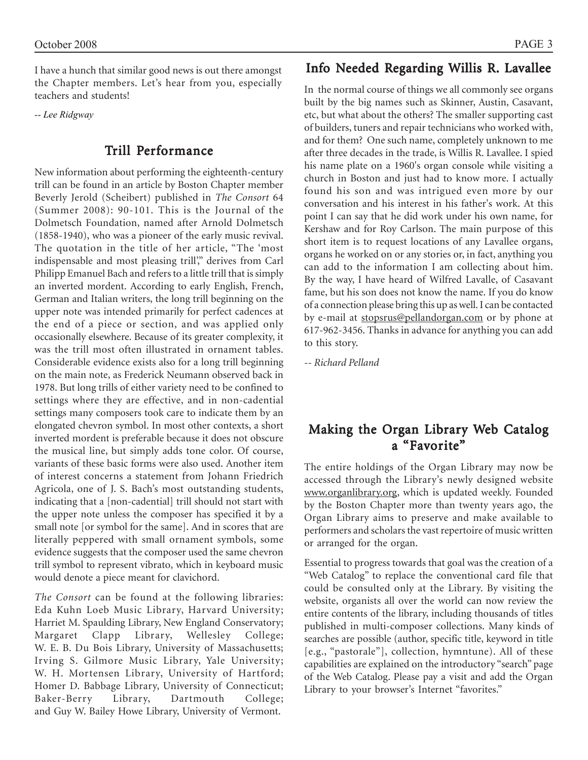I have a hunch that similar good news is out there amongst the Chapter members. Let's hear from you, especially teachers and students!

-- *Lee Ridgway*

## Trill Performance

New information about performing the eighteenth-century trill can be found in an article by Boston Chapter member Beverly Jerold (Scheibert) published in *The Consort* 64 (Summer 2008): 90-101. This is the Journal of the Dolmetsch Foundation, named after Arnold Dolmetsch (1858-1940), who was a pioneer of the early music revival. The quotation in the title of her article, "The 'most indispensable and most pleasing trill'," derives from Carl Philipp Emanuel Bach and refers to a little trill that is simply an inverted mordent. According to early English, French, German and Italian writers, the long trill beginning on the upper note was intended primarily for perfect cadences at the end of a piece or section, and was applied only occasionally elsewhere. Because of its greater complexity, it was the trill most often illustrated in ornament tables. Considerable evidence exists also for a long trill beginning on the main note, as Frederick Neumann observed back in 1978. But long trills of either variety need to be confined to settings where they are effective, and in non-cadential settings many composers took care to indicate them by an elongated chevron symbol. In most other contexts, a short inverted mordent is preferable because it does not obscure the musical line, but simply adds tone color. Of course, variants of these basic forms were also used. Another item of interest concerns a statement from Johann Friedrich Agricola, one of J. S. Bach's most outstanding students, indicating that a [non-cadential] trill should not start with the upper note unless the composer has specified it by a small note [or symbol for the same]. And in scores that are literally peppered with small ornament symbols, some evidence suggests that the composer used the same chevron trill symbol to represent vibrato, which in keyboard music would denote a piece meant for clavichord.

*The Consort* can be found at the following libraries: Eda Kuhn Loeb Music Library, Harvard University; Harriet M. Spaulding Library, New England Conservatory; Margaret Clapp Library, Wellesley College; W. E. B. Du Bois Library, University of Massachusetts; Irving S. Gilmore Music Library, Yale University; W. H. Mortensen Library, University of Hartford; Homer D. Babbage Library, University of Connecticut; Baker-Berry Library, Dartmouth College; and Guy W. Bailey Howe Library, University of Vermont.

## Info Needed Regarding Willis R. Lavallee

In the normal course of things we all commonly see organs built by the big names such as Skinner, Austin, Casavant, etc, but what about the others? The smaller supporting cast of builders, tuners and repair technicians who worked with, and for them? One such name, completely unknown to me after three decades in the trade, is Willis R. Lavallee. I spied his name plate on a 1960's organ console while visiting a church in Boston and just had to know more. I actually found his son and was intrigued even more by our conversation and his interest in his father's work. At this point I can say that he did work under his own name, for Kershaw and for Roy Carlson. The main purpose of this short item is to request locations of any Lavallee organs, organs he worked on or any stories or, in fact, anything you can add to the information I am collecting about him. By the way, I have heard of Wilfred Lavalle, of Casavant fame, but his son does not know the name. If you do know of a connection please bring this up as well. I can be contacted by e-mail at stopsrus@pellandorgan.com or by phone at 617-962-3456. Thanks in advance for anything you can add to this story.

-- *Richard Pelland*

## Making the Organ Library Web Catalog a "Favorite"

The entire holdings of the Organ Library may now be accessed through the Library's newly designed website www.organlibrary.org, which is updated weekly. Founded by the Boston Chapter more than twenty years ago, the Organ Library aims to preserve and make available to performers and scholars the vast repertoire of music written or arranged for the organ.

Essential to progress towards that goal was the creation of a "Web Catalog" to replace the conventional card file that could be consulted only at the Library. By visiting the website, organists all over the world can now review the entire contents of the library, including thousands of titles published in multi-composer collections. Many kinds of searches are possible (author, specific title, keyword in title [e.g., "pastorale"], collection, hymntune). All of these capabilities are explained on the introductory "search" page of the Web Catalog. Please pay a visit and add the Organ Library to your browser's Internet "favorites."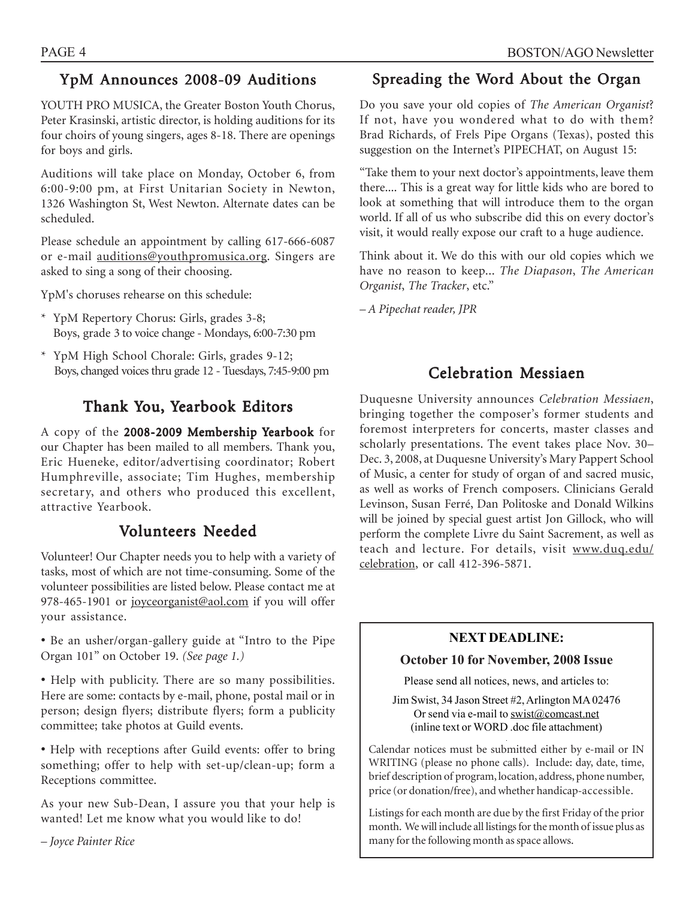## YpM Announces 2008-09 Auditions

YOUTH PRO MUSICA, the Greater Boston Youth Chorus, Peter Krasinski, artistic director, is holding auditions for its four choirs of young singers, ages 8-18. There are openings for boys and girls.

Auditions will take place on Monday, October 6, from 6:00-9:00 pm, at First Unitarian Society in Newton, 1326 Washington St, West Newton. Alternate dates can be scheduled.

Please schedule an appointment by calling 617-666-6087 or e-mail auditions@youthpromusica.org. Singers are asked to sing a song of their choosing.

YpM's choruses rehearse on this schedule:

* YpM Repertory Chorus: Girls, grades 3-8; Boys, grade 3 to voice change - Mondays, 6:00-7:30 pm
* YpM High School Chorale: Girls, grades 9-12; Boys, changed voices thru grade 12 - Tuesdays, 7:45-9:00 pm

## Thank You, Yearbook Editors

A copy of the **2008-2009 Membership Yearbook** for our Chapter has been mailed to all members. Thank you, Eric Hueneke, editor/advertising coordinator; Robert Humphreville, associate; Tim Hughes, membership secretary, and others who produced this excellent, attractive Yearbook.

## Volunteers Needed

Volunteer! Our Chapter needs you to help with a variety of tasks, most of which are not time-consuming. Some of the volunteer possibilities are listed below. Please contact me at 978-465-1901 or joyceorganist@aol.com if you will offer your assistance.

• Be an usher/organ-gallery guide at "Intro to the Pipe Organ 101" on October 19. *(See page 1.)*

• Help with publicity. There are so many possibilities. Here are some: contacts by e-mail, phone, postal mail or in person; design flyers; distribute flyers; form a publicity committee; take photos at Guild events.

• Help with receptions after Guild events: offer to bring something; offer to help with set-up/clean-up; form a Receptions committee.

As your new Sub-Dean, I assure you that your help is wanted! Let me know what you would like to do!

*– Joyce Painter Rice*

## Spreading the Word About the Organ

Do you save your old copies of *The American Organist*? If not, have you wondered what to do with them? Brad Richards, of Frels Pipe Organs (Texas), posted this suggestion on the Internet's PIPECHAT, on August 15:

"Take them to your next doctor's appointments, leave them there.... This is a great way for little kids who are bored to look at something that will introduce them to the organ world. If all of us who subscribe did this on every doctor's visit, it would really expose our craft to a huge audience.

Think about it. We do this with our old copies which we have no reason to keep... *The Diapason*, *The American Organist*, *The Tracker*, etc."

*– A Pipechat reader, JPR*

## Celebration Messiaen

Duquesne University announces *Celebration Messiaen*, bringing together the composer's former students and foremost interpreters for concerts, master classes and scholarly presentations. The event takes place Nov. 30–Dec. 3, 2008, at Duquesne University's Mary Pappert School of Music, a center for study of organ of and sacred music, as well as works of French composers. Clinicians Gerald Levinson, Susan Ferré, Dan Politoske and Donald Wilkins will be joined by special guest artist Jon Gillock, who will perform the complete Livre du Saint Sacrement, as well as teach and lecture. For details, visit www.duq.edu/celebration, or call 412-396-5871.

**NEXT DEADLINE:**

**October 10 for November, 2008 Issue**

Please send all notices, news, and articles to:

Jim Swist, 34 Jason Street #2, Arlington MA 02476
Or send via e-mail to swist@comcast.net
(inline text or WORD .doc file attachment)

Calendar notices must be submitted either by e-mail or IN WRITING (please no phone calls). Include: day, date, time, brief description of program, location, address, phone number, price (or donation/free), and whether handicap-accessible.

Listings for each month are due by the first Friday of the prior month. We will include all listings for the month of issue plus as many for the following month as space allows.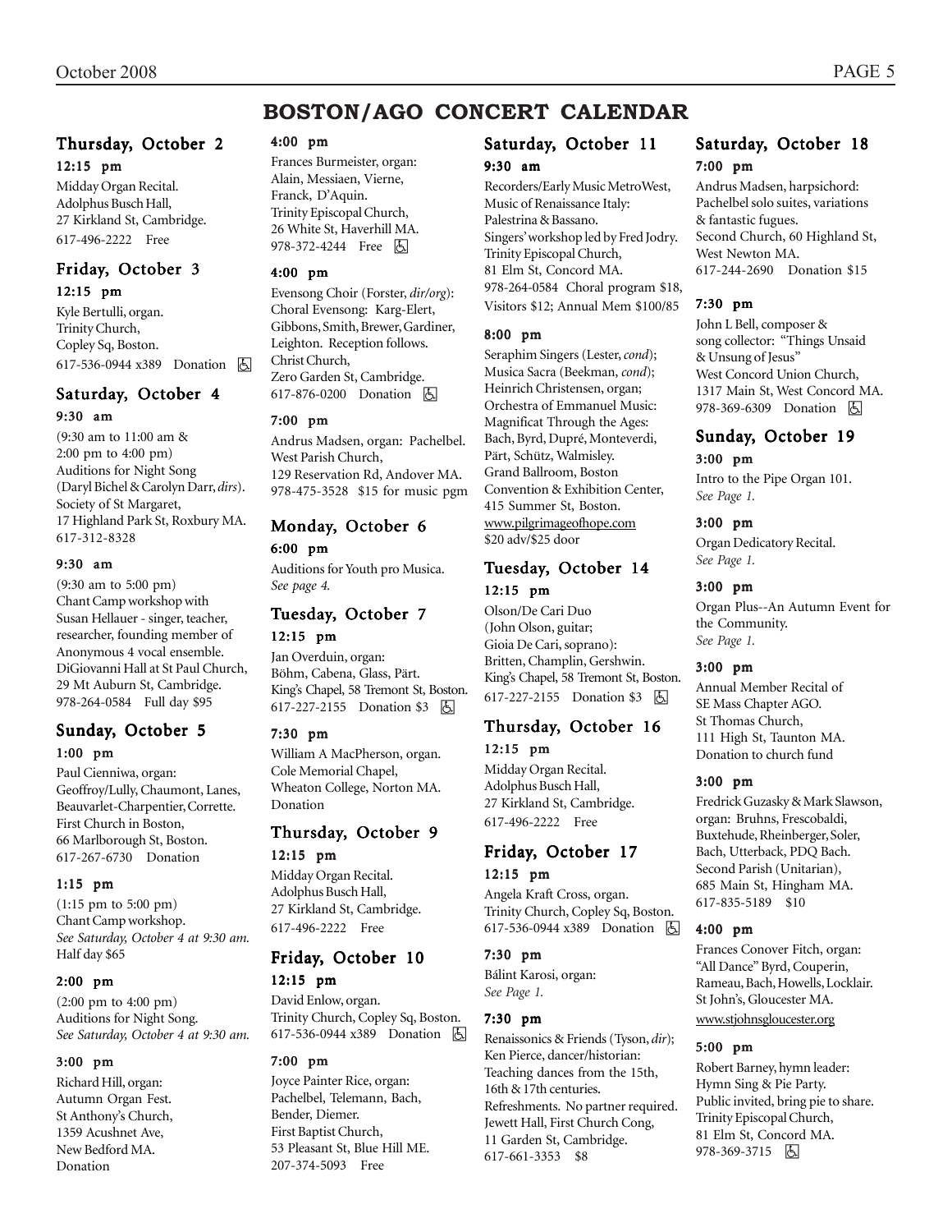# BOSTON/AGO CONCERT CALENDAR

## Thursday, October 2

**12:15 pm**

Midday Organ Recital.
Adolphus Busch Hall,
27 Kirkland St, Cambridge.
617-496-2222 Free

## Friday, October 3

**12:15 pm**

Kyle Bertulli, organ.
Trinity Church,
Copley Sq, Boston.
617-536-0944 x389 Donation ♿

## Saturday, October 4

**9:30 am**

(9:30 am to 11:00 am & 2:00 pm to 4:00 pm)
Auditions for Night Song (Daryl Bichel & Carolyn Darr, *dirs*).
Society of St Margaret,
17 Highland Park St, Roxbury MA.
617-312-8328

**9:30 am**

(9:30 am to 5:00 pm)
Chant Camp workshop with Susan Hellauer - singer, teacher, researcher, founding member of Anonymous 4 vocal ensemble.
DiGiovanni Hall at St Paul Church,
29 Mt Auburn St, Cambridge.
978-264-0584 Full day $95

## Sunday, October 5

**1:00 pm**

Paul Cienniwa, organ:
Geoffroy/Lully, Chaumont, Lanes, Beauvarlet-Charpentier, Corrette.
First Church in Boston,
66 Marlborough St, Boston.
617-267-6730 Donation

**1:15 pm**

(1:15 pm to 5:00 pm)
Chant Camp workshop.
*See Saturday, October 4 at 9:30 am.*
Half day $65

**2:00 pm**

(2:00 pm to 4:00 pm)
Auditions for Night Song.
*See Saturday, October 4 at 9:30 am.*

**3:00 pm**

Richard Hill, organ:
Autumn Organ Fest.
St Anthony's Church,
1359 Acushnet Ave,
New Bedford MA.
Donation

**4:00 pm**

Frances Burmeister, organ:
Alain, Messiaen, Vierne, Franck, D'Aquin.
Trinity Episcopal Church,
26 White St, Haverhill MA.
978-372-4244 Free ♿

**4:00 pm**

Evensong Choir (Forster, *dir/org*):
Choral Evensong: Karg-Elert, Gibbons, Smith, Brewer, Gardiner, Leighton. Reception follows.
Christ Church,
Zero Garden St, Cambridge.
617-876-0200 Donation ♿

**7:00 pm**

Andrus Madsen, organ: Pachelbel.
West Parish Church,
129 Reservation Rd, Andover MA.
978-475-3528 $15 for music pgm

## Monday, October 6

**6:00 pm**

Auditions for Youth pro Musica.
*See page 4.*

## Tuesday, October 7

**12:15 pm**

Jan Overduin, organ:
Böhm, Cabena, Glass, Pärt.
King's Chapel, 58 Tremont St, Boston.
617-227-2155 Donation $3 ♿

**7:30 pm**

William A MacPherson, organ.
Cole Memorial Chapel,
Wheaton College, Norton MA.
Donation

## Thursday, October 9

**12:15 pm**

Midday Organ Recital.
Adolphus Busch Hall,
27 Kirkland St, Cambridge.
617-496-2222 Free

## Friday, October 10

**12:15 pm**

David Enlow, organ.
Trinity Church, Copley Sq, Boston.
617-536-0944 x389 Donation ♿

**7:00 pm**

Joyce Painter Rice, organ:
Pachelbel, Telemann, Bach, Bender, Diemer.
First Baptist Church,
53 Pleasant St, Blue Hill ME.
207-374-5093 Free

## Saturday, October 11

**9:30 am**

Recorders/Early Music MetroWest,
Music of Renaissance Italy: Palestrina & Bassano.
Singers' workshop led by Fred Jodry.
Trinity Episcopal Church,
81 Elm St, Concord MA.
978-264-0584 Choral program $18, Visitors $12; Annual Mem $100/85

**8:00 pm**

Seraphim Singers (Lester, *cond*);
Musica Sacra (Beekman, *cond*);
Heinrich Christensen, organ;
Orchestra of Emmanuel Music:
Magnificat Through the Ages:
Bach, Byrd, Dupré, Monteverdi, Pärt, Schütz, Walmisley.
Grand Ballroom, Boston Convention & Exhibition Center,
415 Summer St, Boston.
www.pilgrimageofhope.com
$20 adv/$25 door

## Tuesday, October 14

**12:15 pm**

Olson/De Cari Duo
(John Olson, guitar;
Gioia De Cari, soprano):
Britten, Champlin, Gershwin.
King's Chapel, 58 Tremont St, Boston.
617-227-2155 Donation $3 ♿

## Thursday, October 16

**12:15 pm**

Midday Organ Recital.
Adolphus Busch Hall,
27 Kirkland St, Cambridge.
617-496-2222 Free

## Friday, October 17

**12:15 pm**

Angela Kraft Cross, organ.
Trinity Church, Copley Sq, Boston.
617-536-0944 x389 Donation ♿

**7:30 pm**

Bálint Karosi, organ:
*See Page 1.*

**7:30 pm**

Renaissonics & Friends (Tyson, *dir*);
Ken Pierce, dancer/historian:
Teaching dances from the 15th, 16th & 17th centuries.
Refreshments. No partner required.
Jewett Hall, First Church Cong,
11 Garden St, Cambridge.
617-661-3353 $8

## Saturday, October 18

**7:00 pm**

Andrus Madsen, harpsichord:
Pachelbel solo suites, variations & fantastic fugues.
Second Church, 60 Highland St,
West Newton MA.
617-244-2690 Donation $15

**7:30 pm**

John L Bell, composer & song collector: "Things Unsaid & Unsung of Jesus"
West Concord Union Church,
1317 Main St, West Concord MA.
978-369-6309 Donation ♿

## Sunday, October 19

**3:00 pm**

Intro to the Pipe Organ 101.
*See Page 1.*

**3:00 pm**

Organ Dedicatory Recital.
*See Page 1.*

**3:00 pm**

Organ Plus--An Autumn Event for the Community.
*See Page 1.*

**3:00 pm**

Annual Member Recital of SE Mass Chapter AGO.
St Thomas Church,
111 High St, Taunton MA.
Donation to church fund

**3:00 pm**

Fredrick Guzasky & Mark Slawson, organ: Bruhns, Frescobaldi, Buxtehude, Rheinberger, Soler, Bach, Utterback, PDQ Bach.
Second Parish (Unitarian),
685 Main St, Hingham MA.
617-835-5189 $10

**4:00 pm**

Frances Conover Fitch, organ:
"All Dance" Byrd, Couperin, Rameau, Bach, Howells, Locklair.
St John's, Gloucester MA.
www.stjohnsgloucester.org

**5:00 pm**

Robert Barney, hymn leader:
Hymn Sing & Pie Party.
Public invited, bring pie to share.
Trinity Episcopal Church,
81 Elm St, Concord MA.
978-369-3715 ♿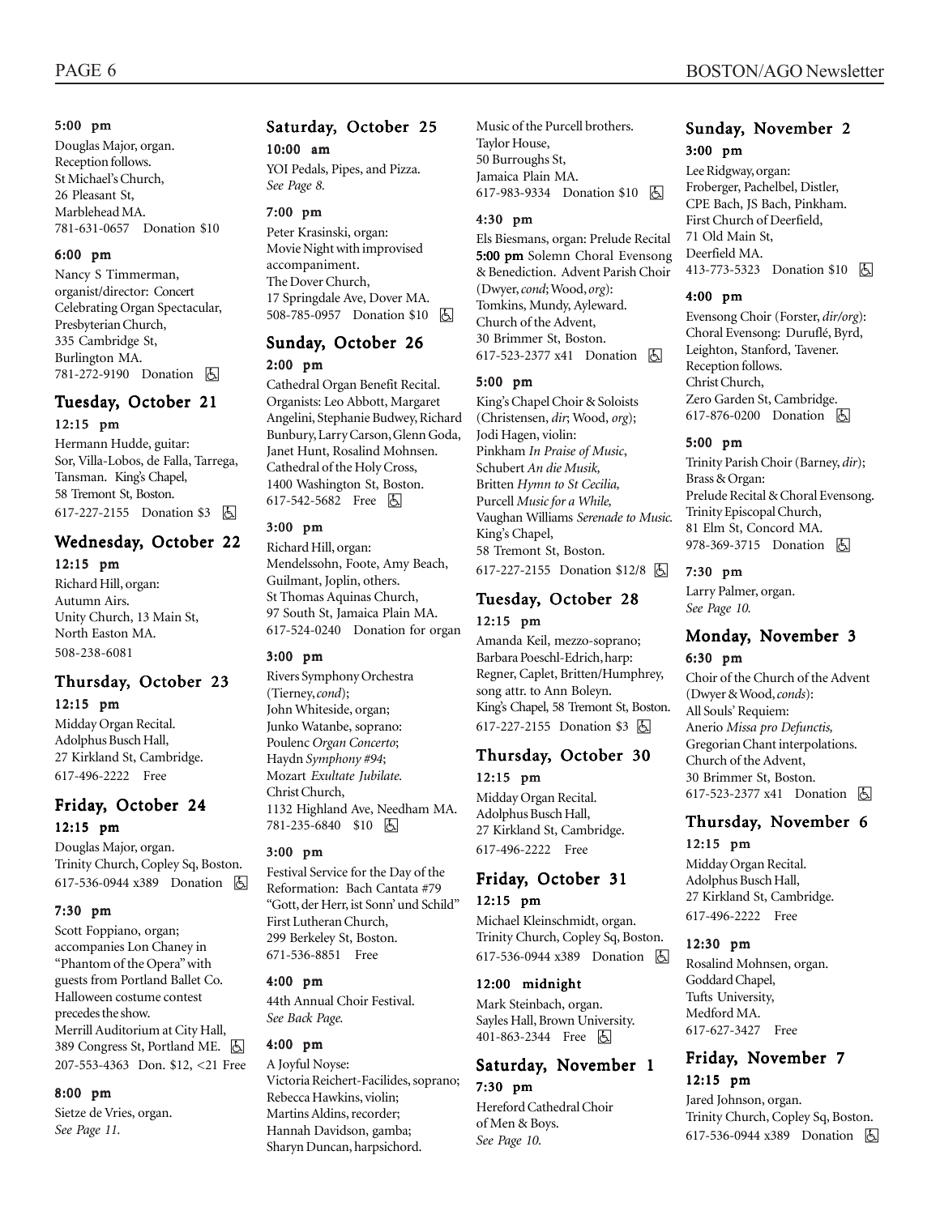**5:00 pm**

Douglas Major, organ. Reception follows. St Michael's Church, 26 Pleasant St, Marblehead MA. 781-631-0657 Donation $10

**6:00 pm**

Nancy S Timmerman, organist/director: Concert Celebrating Organ Spectacular, Presbyterian Church, 335 Cambridge St, Burlington MA. 781-272-9190 Donation ♿

## Tuesday, October 21

**12:15 pm**

Hermann Hudde, guitar: Sor, Villa-Lobos, de Falla, Tarrega, Tansman. King's Chapel, 58 Tremont St, Boston. 617-227-2155 Donation $3 ♿

## Wednesday, October 22

**12:15 pm**

Richard Hill, organ: Autumn Airs. Unity Church, 13 Main St, North Easton MA. 508-238-6081

## Thursday, October 23

**12:15 pm**

Midday Organ Recital. Adolphus Busch Hall, 27 Kirkland St, Cambridge. 617-496-2222 Free

## Friday, October 24

**12:15 pm**

Douglas Major, organ. Trinity Church, Copley Sq, Boston. 617-536-0944 x389 Donation ♿

**7:30 pm**

Scott Foppiano, organ; accompanies Lon Chaney in "Phantom of the Opera" with guests from Portland Ballet Co. Halloween costume contest precedes the show. Merrill Auditorium at City Hall, 389 Congress St, Portland ME. ♿ 207-553-4363 Don. $12, <21 Free

**8:00 pm**

Sietze de Vries, organ. *See Page 11.*

## Saturday, October 25

**10:00 am**

YOI Pedals, Pipes, and Pizza. *See Page 8.*

**7:00 pm**

Peter Krasinski, organ: Movie Night with improvised accompaniment. The Dover Church, 17 Springdale Ave, Dover MA. 508-785-0957 Donation $10 ♿

## Sunday, October 26

**2:00 pm**

Cathedral Organ Benefit Recital. Organists: Leo Abbott, Margaret Angelini, Stephanie Budwey, Richard Bunbury, Larry Carson, Glenn Goda, Janet Hunt, Rosalind Mohnsen. Cathedral of the Holy Cross, 1400 Washington St, Boston. 617-542-5682 Free ♿

**3:00 pm**

Richard Hill, organ: Mendelssohn, Foote, Amy Beach, Guilmant, Joplin, others. St Thomas Aquinas Church, 97 South St, Jamaica Plain MA. 617-524-0240 Donation for organ

**3:00 pm**

Rivers Symphony Orchestra (Tierney, *cond*); John Whiteside, organ; Junko Watanbe, soprano: Poulenc *Organ Concerto*; Haydn *Symphony #94*; Mozart *Exultate Jubilate.* Christ Church, 1132 Highland Ave, Needham MA. 781-235-6840 $10 ♿

**3:00 pm**

Festival Service for the Day of the Reformation: Bach Cantata #79 "Gott, der Herr, ist Sonn' und Schild" First Lutheran Church, 299 Berkeley St, Boston. 671-536-8851 Free

**4:00 pm**

44th Annual Choir Festival. *See Back Page.*

**4:00 pm**

A Joyful Noyse: Victoria Reichert-Facilides, soprano; Rebecca Hawkins, violin; Martins Aldins, recorder; Hannah Davidson, gamba; Sharyn Duncan, harpsichord. Music of the Purcell brothers. Taylor House, 50 Burroughs St, Jamaica Plain MA. 617-983-9334 Donation $10 ♿

**4:30 pm**

Els Biesmans, organ: Prelude Recital **5:00 pm** Solemn Choral Evensong & Benediction. Advent Parish Choir (Dwyer, *cond*; Wood, *org*): Tomkins, Mundy, Ayleward. Church of the Advent, 30 Brimmer St, Boston. 617-523-2377 x41 Donation ♿

**5:00 pm**

King's Chapel Choir & Soloists (Christensen, *dir*; Wood, *org*); Jodi Hagen, violin: Pinkham *In Praise of Music*, Schubert *An die Musik,* Britten *Hymn to St Cecilia,* Purcell *Music for a While,* Vaughan Williams *Serenade to Music.* King's Chapel, 58 Tremont St, Boston. 617-227-2155 Donation $12/8 ♿

## Tuesday, October 28

**12:15 pm**

Amanda Keil, mezzo-soprano; Barbara Poeschl-Edrich, harp: Regner, Caplet, Britten/Humphrey, song attr. to Ann Boleyn. King's Chapel, 58 Tremont St, Boston. 617-227-2155 Donation $3 ♿

## Thursday, October 30

**12:15 pm**

Midday Organ Recital. Adolphus Busch Hall, 27 Kirkland St, Cambridge. 617-496-2222 Free

## Friday, October 31

**12:15 pm**

Michael Kleinschmidt, organ. Trinity Church, Copley Sq, Boston. 617-536-0944 x389 Donation ♿

**12:00 midnight**

Mark Steinbach, organ. Sayles Hall, Brown University. 401-863-2344 Free ♿

## Saturday, November 1

**7:30 pm**

Hereford Cathedral Choir of Men & Boys. *See Page 10.*

## Sunday, November 2

**3:00 pm**

Lee Ridgway, organ: Froberger, Pachelbel, Distler, CPE Bach, JS Bach, Pinkham. First Church of Deerfield, 71 Old Main St, Deerfield MA. 413-773-5323 Donation $10 ♿

**4:00 pm**

Evensong Choir (Forster, *dir/org*): Choral Evensong: Duruflé, Byrd, Leighton, Stanford, Tavener. Reception follows. Christ Church, Zero Garden St, Cambridge. 617-876-0200 Donation ♿

**5:00 pm**

Trinity Parish Choir (Barney, *dir*); Brass & Organ: Prelude Recital & Choral Evensong. Trinity Episcopal Church, 81 Elm St, Concord MA. 978-369-3715 Donation ♿

**7:30 pm**

Larry Palmer, organ. *See Page 10.*

## Monday, November 3

**6:30 pm**

Choir of the Church of the Advent (Dwyer & Wood, *conds*): All Souls' Requiem: Anerio *Missa pro Defunctis,* Gregorian Chant interpolations. Church of the Advent, 30 Brimmer St, Boston. 617-523-2377 x41 Donation ♿

## Thursday, November 6

**12:15 pm**

Midday Organ Recital. Adolphus Busch Hall, 27 Kirkland St, Cambridge. 617-496-2222 Free

**12:30 pm**

Rosalind Mohnsen, organ. Goddard Chapel, Tufts University, Medford MA. 617-627-3427 Free

## Friday, November 7

**12:15 pm**

Jared Johnson, organ. Trinity Church, Copley Sq, Boston. 617-536-0944 x389 Donation ♿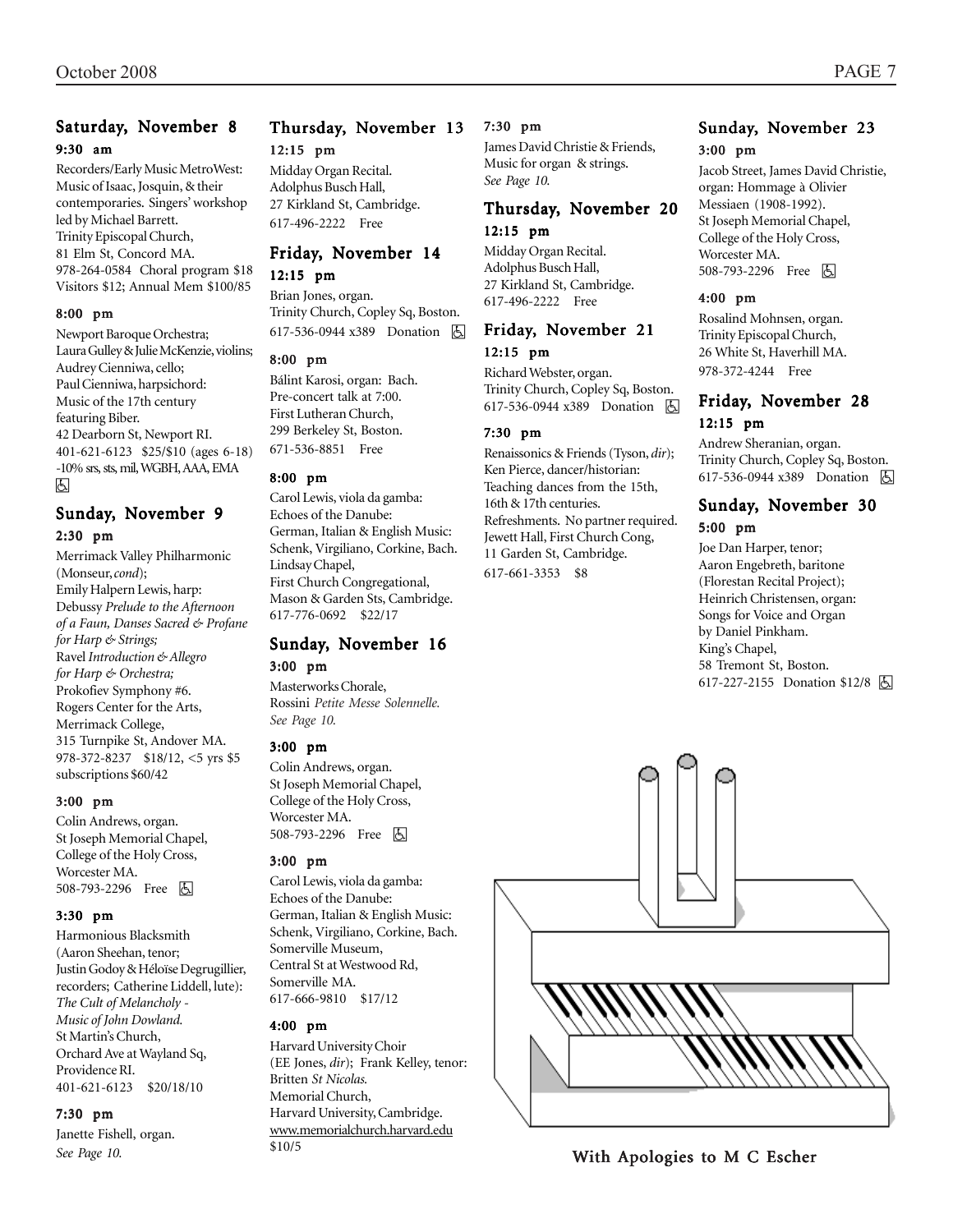## Saturday, November 8

### 9:30 am

Recorders/Early Music MetroWest: Music of Isaac, Josquin, & their contemporaries. Singers' workshop led by Michael Barrett.
Trinity Episcopal Church,
81 Elm St, Concord MA.
978-264-0584 Choral program $18 Visitors $12; Annual Mem $100/85

### 8:00 pm

Newport Baroque Orchestra;
Laura Gulley & Julie McKenzie, violins;
Audrey Cienniwa, cello;
Paul Cienniwa, harpsichord:
Music of the 17th century featuring Biber.
42 Dearborn St, Newport RI.
401-621-6123 $25/$10 (ages 6-18) -10% srs, sts, mil, WGBH, AAA, EMA ♿

## Sunday, November 9

### 2:30 pm

Merrimack Valley Philharmonic (Monseur, *cond*);
Emily Halpern Lewis, harp:
Debussy *Prelude to the Afternoon of a Faun, Danses Sacred & Profane for Harp & Strings;*
Ravel *Introduction & Allegro for Harp & Orchestra;*
Prokofiev Symphony #6.
Rogers Center for the Arts, Merrimack College,
315 Turnpike St, Andover MA.
978-372-8237 $18/12, <5 yrs $5 subscriptions $60/42

### 3:00 pm

Colin Andrews, organ.
St Joseph Memorial Chapel,
College of the Holy Cross,
Worcester MA.
508-793-2296 Free ♿

### 3:30 pm

Harmonious Blacksmith (Aaron Sheehan, tenor; Justin Godoy & Héloïse Degrugillier, recorders; Catherine Liddell, lute):
*The Cult of Melancholy - Music of John Dowland.*
St Martin's Church,
Orchard Ave at Wayland Sq,
Providence RI.
401-621-6123 $20/18/10

### 7:30 pm

Janette Fishell, organ.
*See Page 10.*

## Thursday, November 13

### 12:15 pm

Midday Organ Recital.
Adolphus Busch Hall,
27 Kirkland St, Cambridge.
617-496-2222 Free

## Friday, November 14

### 12:15 pm

Brian Jones, organ.
Trinity Church, Copley Sq, Boston.
617-536-0944 x389 Donation ♿

### 8:00 pm

Bálint Karosi, organ: Bach.
Pre-concert talk at 7:00.
First Lutheran Church,
299 Berkeley St, Boston.
671-536-8851 Free

### 8:00 pm

Carol Lewis, viola da gamba:
Echoes of the Danube:
German, Italian & English Music:
Schenk, Virgiliano, Corkine, Bach.
Lindsay Chapel,
First Church Congregational,
Mason & Garden Sts, Cambridge.
617-776-0692 $22/17

## Sunday, November 16

### 3:00 pm

Masterworks Chorale,
Rossini *Petite Messe Solennelle.*
*See Page 10.*

### 3:00 pm

Colin Andrews, organ.
St Joseph Memorial Chapel,
College of the Holy Cross,
Worcester MA.
508-793-2296 Free ♿

### 3:00 pm

Carol Lewis, viola da gamba:
Echoes of the Danube:
German, Italian & English Music:
Schenk, Virgiliano, Corkine, Bach.
Somerville Museum,
Central St at Westwood Rd,
Somerville MA.
617-666-9810 $17/12

### 4:00 pm

Harvard University Choir (EE Jones, *dir*); Frank Kelley, tenor:
Britten *St Nicolas.*
Memorial Church,
Harvard University, Cambridge.
www.memorialchurch.harvard.edu
$10/5

### 7:30 pm

James David Christie & Friends,
Music for organ & strings.
*See Page 10.*

## Thursday, November 20

### 12:15 pm

Midday Organ Recital.
Adolphus Busch Hall,
27 Kirkland St, Cambridge.
617-496-2222 Free

## Friday, November 21

### 12:15 pm

Richard Webster, organ.
Trinity Church, Copley Sq, Boston.
617-536-0944 x389 Donation ♿

### 7:30 pm

Renaissonics & Friends (Tyson, *dir*);
Ken Pierce, dancer/historian:
Teaching dances from the 15th, 16th & 17th centuries.
Refreshments. No partner required.
Jewett Hall, First Church Cong,
11 Garden St, Cambridge.
617-661-3353 $8

## Sunday, November 23

### 3:00 pm

Jacob Street, James David Christie, organ: Hommage à Olivier Messiaen (1908-1992).
St Joseph Memorial Chapel,
College of the Holy Cross,
Worcester MA.
508-793-2296 Free ♿

### 4:00 pm

Rosalind Mohnsen, organ.
Trinity Episcopal Church,
26 White St, Haverhill MA.
978-372-4244 Free

## Friday, November 28

### 12:15 pm

Andrew Sheranian, organ.
Trinity Church, Copley Sq, Boston.
617-536-0944 x389 Donation ♿

## Sunday, November 30

### 5:00 pm

Joe Dan Harper, tenor;
Aaron Engebreth, baritone (Florestan Recital Project);
Heinrich Christensen, organ:
Songs for Voice and Organ by Daniel Pinkham.
King's Chapel,
58 Tremont St, Boston.
617-227-2155 Donation $12/8 ♿

**With Apologies to M C Escher**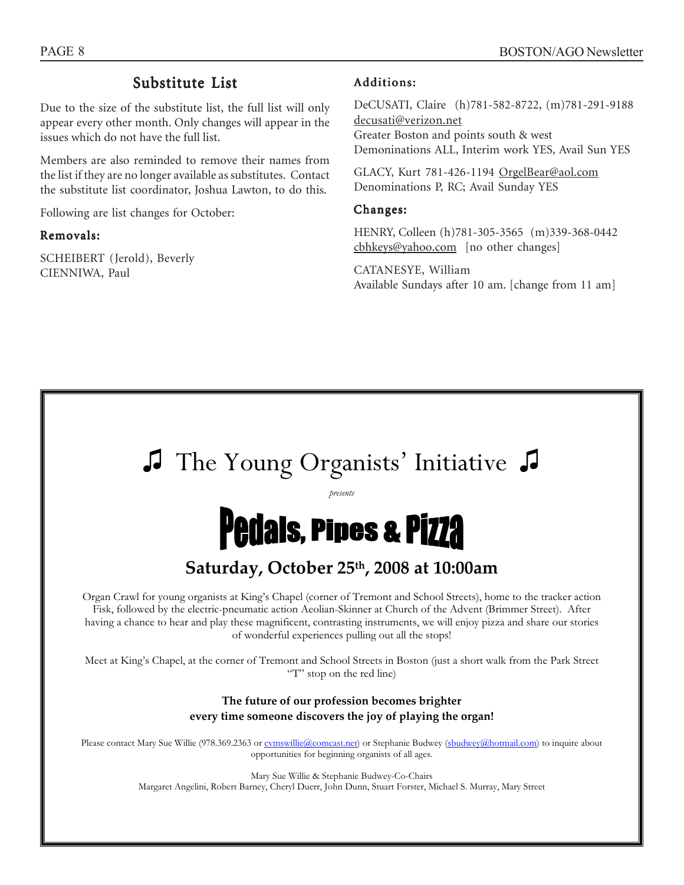## Substitute List

Due to the size of the substitute list, the full list will only appear every other month. Only changes will appear in the issues which do not have the full list.

Members are also reminded to remove their names from the list if they are no longer available as substitutes. Contact the substitute list coordinator, Joshua Lawton, to do this.

Following are list changes for October:

### Removals:

SCHEIBERT (Jerold), Beverly
CIENNIWA, Paul

### Additions:

DeCUSATI, Claire (h)781-582-8722, (m)781-291-9188
decusati@verizon.net
Greater Boston and points south & west
Demoninations ALL, Interim work YES, Avail Sun YES

GLACY, Kurt 781-426-1194 OrgelBear@aol.com
Denominations P, RC; Avail Sunday YES

### Changes:

HENRY, Colleen (h)781-305-3565 (m)339-368-0442
cbhkeys@yahoo.com [no other changes]

CATANESYE, William
Available Sundays after 10 am. [change from 11 am]

---

# ♫ The Young Organists' Initiative ♫

*presents*

# Pedals, Pipes & Pizza

## Saturday, October 25th, 2008 at 10:00am

Organ Crawl for young organists at King's Chapel (corner of Tremont and School Streets), home to the tracker action Fisk, followed by the electric-pneumatic action Aeolian-Skinner at Church of the Advent (Brimmer Street). After having a chance to hear and play these magnificent, contrasting instruments, we will enjoy pizza and share our stories of wonderful experiences pulling out all the stops!

Meet at King's Chapel, at the corner of Tremont and School Streets in Boston (just a short walk from the Park Street "T" stop on the red line)

**The future of our profession becomes brighter**
**every time someone discovers the joy of playing the organ!**

Please contact Mary Sue Willie (978.369.2363 or cvmswillie@comcast.net) or Stephanie Budwey (sbudwey@hotmail.com) to inquire about opportunities for beginning organists of all ages.

Mary Sue Willie & Stephanie Budwey-Co-Chairs
Margaret Angelini, Robert Barney, Cheryl Duerr, John Dunn, Stuart Forster, Michael S. Murray, Mary Street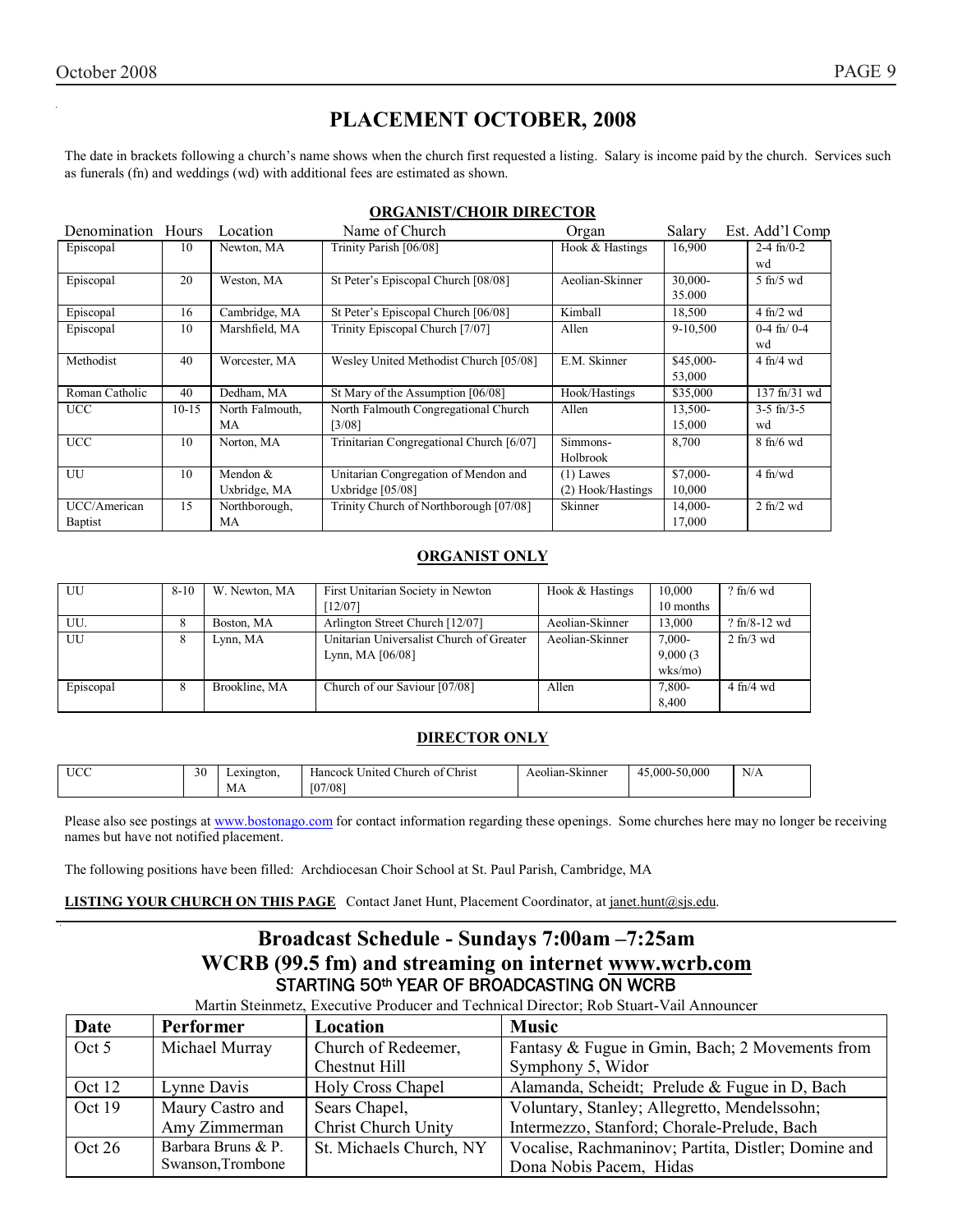# PLACEMENT OCTOBER, 2008

The date in brackets following a church's name shows when the church first requested a listing. Salary is income paid by the church. Services such as funerals (fn) and weddings (wd) with additional fees are estimated as shown.

## ORGANIST/CHOIR DIRECTOR

| Denomination | Hours | Location | Name of Church | Organ | Salary | Est. Add'l Comp |
|---|---|---|---|---|---|---|
| Episcopal | 10 | Newton, MA | Trinity Parish [06/08] | Hook & Hastings | 16,900 | 2-4 fn/0-2 wd |
| Episcopal | 20 | Weston, MA | St Peter's Episcopal Church [08/08] | Aeolian-Skinner | 30,000-35.000 | 5 fn/5 wd |
| Episcopal | 16 | Cambridge, MA | St Peter's Episcopal Church [06/08] | Kimball | 18,500 | 4 fn/2 wd |
| Episcopal | 10 | Marshfield, MA | Trinity Episcopal Church [7/07] | Allen | 9-10,500 | 0-4 fn/ 0-4 wd |
| Methodist | 40 | Worcester, MA | Wesley United Methodist Church [05/08] | E.M. Skinner | $45,000-53,000 | 4 fn/4 wd |
| Roman Catholic | 40 | Dedham, MA | St Mary of the Assumption [06/08] | Hook/Hastings | $35,000 | 137 fn/31 wd |
| UCC | 10-15 | North Falmouth, MA | North Falmouth Congregational Church [3/08] | Allen | 13,500-15,000 | 3-5 fn/3-5 wd |
| UCC | 10 | Norton, MA | Trinitarian Congregational Church [6/07] | Simmons-Holbrook | 8,700 | 8 fn/6 wd |
| UU | 10 | Mendon & Uxbridge, MA | Unitarian Congregation of Mendon and Uxbridge [05/08] | (1) Lawes (2) Hook/Hastings | $7,000-10,000 | 4 fn/wd |
| UCC/American Baptist | 15 | Northborough, MA | Trinity Church of Northborough [07/08] | Skinner | 14,000-17,000 | 2 fn/2 wd |

## ORGANIST ONLY

| Denomination | Hours | Location | Name of Church | Organ | Salary | Est. Add'l Comp |
|---|---|---|---|---|---|---|
| UU | 8-10 | W. Newton, MA | First Unitarian Society in Newton [12/07] | Hook & Hastings | 10,000 10 months | ? fn/6 wd |
| UU. | 8 | Boston, MA | Arlington Street Church [12/07] | Aeolian-Skinner | 13,000 | ? fn/8-12 wd |
| UU | 8 | Lynn, MA | Unitarian Universalist Church of Greater Lynn, MA [06/08] | Aeolian-Skinner | 7,000-9,000 (3 wks/mo) | 2 fn/3 wd |
| Episcopal | 8 | Brookline, MA | Church of our Saviour [07/08] | Allen | 7,800-8,400 | 4 fn/4 wd |

## DIRECTOR ONLY

| Denomination | Hours | Location | Name of Church | Organ | Salary | Est. Add'l Comp |
|---|---|---|---|---|---|---|
| UCC | 30 | Lexington, MA | Hancock United Church of Christ [07/08] | Aeolian-Skinner | 45,000-50,000 | N/A |

Please also see postings at www.bostonago.com for contact information regarding these openings. Some churches here may no longer be receiving names but have not notified placement.

The following positions have been filled: Archdiocesan Choir School at St. Paul Parish, Cambridge, MA

**LISTING YOUR CHURCH ON THIS PAGE** Contact Janet Hunt, Placement Coordinator, at janet.hunt@sjs.edu.

# Broadcast Schedule - Sundays 7:00am –7:25am
# WCRB (99.5 fm) and streaming on internet www.wcrb.com
### STARTING 50th YEAR OF BROADCASTING ON WCRB

Martin Steinmetz, Executive Producer and Technical Director; Rob Stuart-Vail Announcer

| Date | Performer | Location | Music |
|---|---|---|---|
| Oct 5 | Michael Murray | Church of Redeemer, Chestnut Hill | Fantasy & Fugue in Gmin, Bach; 2 Movements from Symphony 5, Widor |
| Oct 12 | Lynne Davis | Holy Cross Chapel | Alamanda, Scheidt; Prelude & Fugue in D, Bach |
| Oct 19 | Maury Castro and Amy Zimmerman | Sears Chapel, Christ Church Unity | Voluntary, Stanley; Allegretto, Mendelssohn; Intermezzo, Stanford; Chorale-Prelude, Bach |
| Oct 26 | Barbara Bruns & P. Swanson,Trombone | St. Michaels Church, NY | Vocalise, Rachmaninov; Partita, Distler; Domine and Dona Nobis Pacem, Hidas |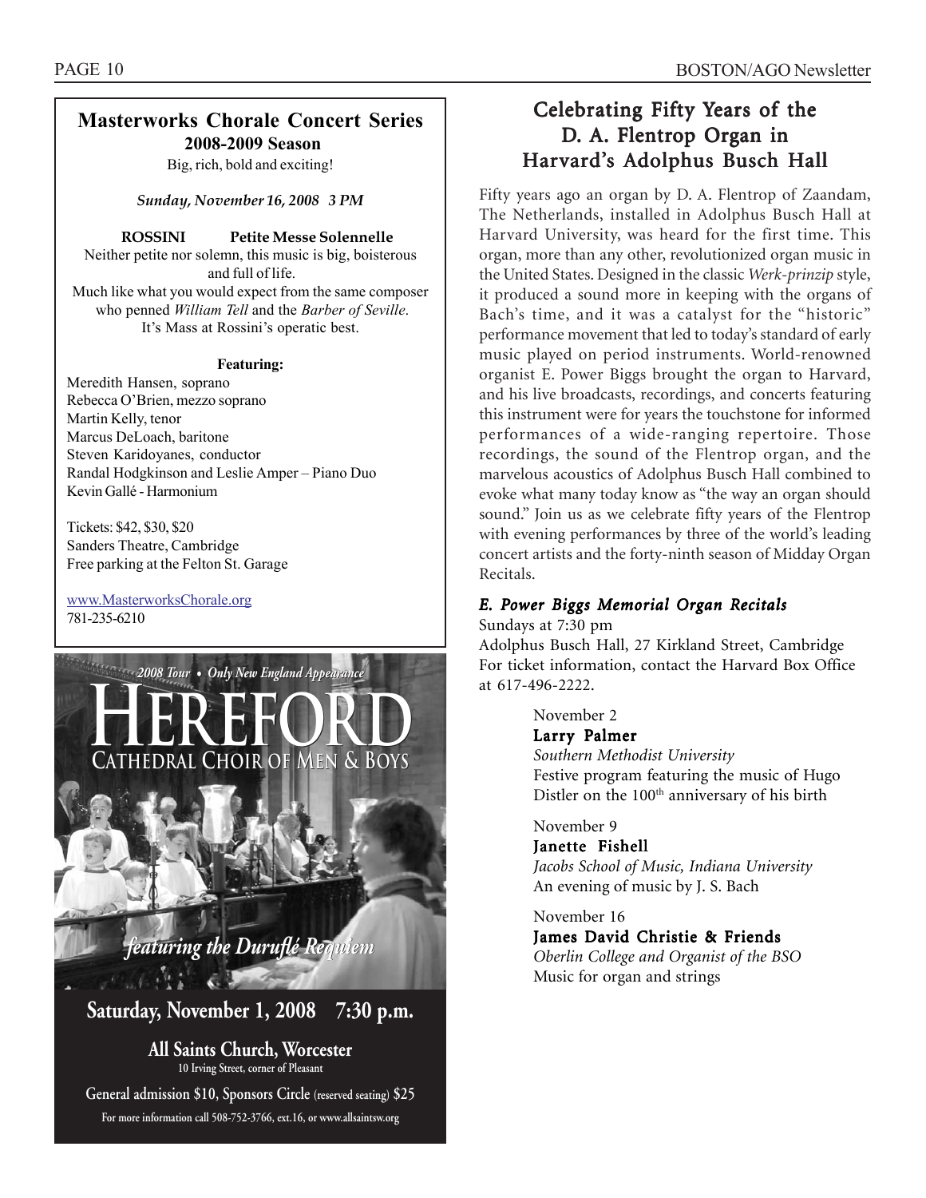## Masterworks Chorale Concert Series

**2008-2009 Season**

Big, rich, bold and exciting!

***Sunday, November 16, 2008 3 PM***

**ROSSINI Petite Messe Solennelle**

Neither petite nor solemn, this music is big, boisterous and full of life.
Much like what you would expect from the same composer who penned *William Tell* and the *Barber of Seville*.
It's Mass at Rossini's operatic best.

**Featuring:**

Meredith Hansen, soprano
Rebecca O'Brien, mezzo soprano
Martin Kelly, tenor
Marcus DeLoach, baritone
Steven Karidoyanes, conductor
Randal Hodgkinson and Leslie Amper – Piano Duo
Kevin Gallé - Harmonium

Tickets: $42, $30, $20
Sanders Theatre, Cambridge
Free parking at the Felton St. Garage

www.MasterworksChorale.org
781-235-6210

*2008 Tour • Only New England Appearance*

# HEREFORD

## CATHEDRAL CHOIR OF MEN & BOYS

*featuring the Duruflé Requiem*

**Saturday, November 1, 2008 7:30 p.m.**

**All Saints Church, Worcester**
10 Irving Street, corner of Pleasant

**General admission $10, Sponsors Circle (reserved seating) $25**

For more information call 508-752-3766, ext.16, or www.allsaintsw.org

## Celebrating Fifty Years of the D. A. Flentrop Organ in Harvard's Adolphus Busch Hall

Fifty years ago an organ by D. A. Flentrop of Zaandam, The Netherlands, installed in Adolphus Busch Hall at Harvard University, was heard for the first time. This organ, more than any other, revolutionized organ music in the United States. Designed in the classic *Werk-prinzip* style, it produced a sound more in keeping with the organs of Bach's time, and it was a catalyst for the "historic" performance movement that led to today's standard of early music played on period instruments. World-renowned organist E. Power Biggs brought the organ to Harvard, and his live broadcasts, recordings, and concerts featuring this instrument were for years the touchstone for informed performances of a wide-ranging repertoire. Those recordings, the sound of the Flentrop organ, and the marvelous acoustics of Adolphus Busch Hall combined to evoke what many today know as "the way an organ should sound." Join us as we celebrate fifty years of the Flentrop with evening performances by three of the world's leading concert artists and the forty-ninth season of Midday Organ Recitals.

### *E. Power Biggs Memorial Organ Recitals*

Sundays at 7:30 pm
Adolphus Busch Hall, 27 Kirkland Street, Cambridge
For ticket information, contact the Harvard Box Office at 617-496-2222.

November 2
**Larry Palmer**
*Southern Methodist University*
Festive program featuring the music of Hugo Distler on the 100th anniversary of his birth

November 9
**Janette Fishell**
*Jacobs School of Music, Indiana University*
An evening of music by J. S. Bach

November 16
**James David Christie & Friends**
*Oberlin College and Organist of the BSO*
Music for organ and strings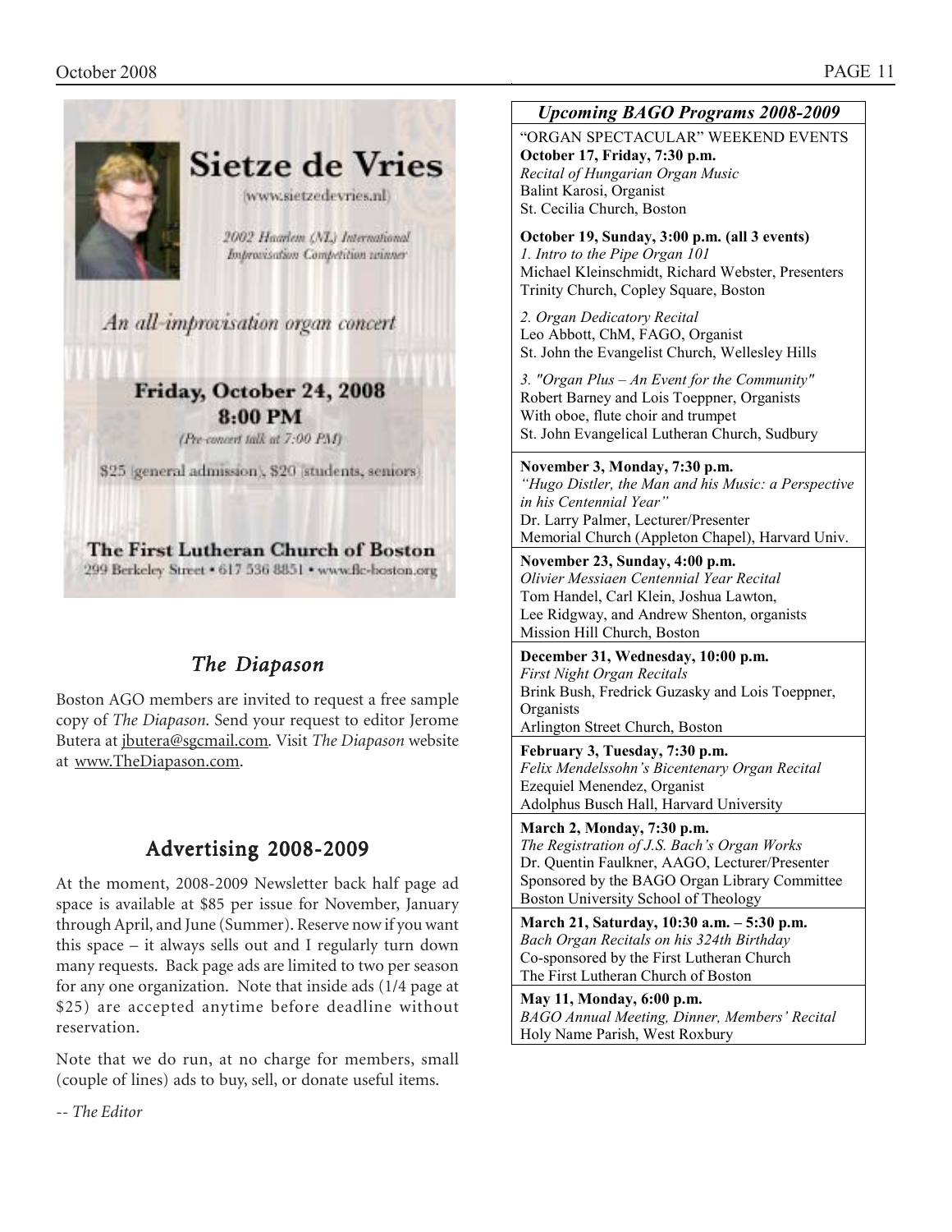## Sietze de Vries

(www.sietzedevries.nl)

2002 Haarlem (NL) International Improvisation Competition winner

An all-improvisation organ concert

**Friday, October 24, 2008**
**8:00 PM**
(Pre-concert talk at 7:00 PM)

$25 (general admission), $20 (students, seniors)

**The First Lutheran Church of Boston**
299 Berkeley Street • 617 536 8851 • www.flc-boston.org

## *The Diapason*

Boston AGO members are invited to request a free sample copy of *The Diapason*. Send your request to editor Jerome Butera at jbutera@sgcmail.com. Visit *The Diapason* website at www.TheDiapason.com.

## Advertising 2008-2009

At the moment, 2008-2009 Newsletter back half page ad space is available at $85 per issue for November, January through April, and June (Summer). Reserve now if you want this space – it always sells out and I regularly turn down many requests. Back page ads are limited to two per season for any one organization. Note that inside ads (1/4 page at $25) are accepted anytime before deadline without reservation.

Note that we do run, at no charge for members, small (couple of lines) ads to buy, sell, or donate useful items.

-- *The Editor*

## *Upcoming BAGO Programs 2008-2009*

"ORGAN SPECTACULAR" WEEKEND EVENTS

**October 17, Friday, 7:30 p.m.**
*Recital of Hungarian Organ Music*
Balint Karosi, Organist
St. Cecilia Church, Boston

**October 19, Sunday, 3:00 p.m. (all 3 events)**
*1. Intro to the Pipe Organ 101*
Michael Kleinschmidt, Richard Webster, Presenters
Trinity Church, Copley Square, Boston

*2. Organ Dedicatory Recital*
Leo Abbott, ChM, FAGO, Organist
St. John the Evangelist Church, Wellesley Hills

*3. "Organ Plus – An Event for the Community"*
Robert Barney and Lois Toeppner, Organists
With oboe, flute choir and trumpet
St. John Evangelical Lutheran Church, Sudbury

**November 3, Monday, 7:30 p.m.**
*"Hugo Distler, the Man and his Music: a Perspective in his Centennial Year"*
Dr. Larry Palmer, Lecturer/Presenter
Memorial Church (Appleton Chapel), Harvard Univ.

**November 23, Sunday, 4:00 p.m.**
*Olivier Messiaen Centennial Year Recital*
Tom Handel, Carl Klein, Joshua Lawton, Lee Ridgway, and Andrew Shenton, organists
Mission Hill Church, Boston

**December 31, Wednesday, 10:00 p.m.**
*First Night Organ Recitals*
Brink Bush, Fredrick Guzasky and Lois Toeppner, Organists
Arlington Street Church, Boston

**February 3, Tuesday, 7:30 p.m.**
*Felix Mendelssohn's Bicentenary Organ Recital*
Ezequiel Menendez, Organist
Adolphus Busch Hall, Harvard University

**March 2, Monday, 7:30 p.m.**
*The Registration of J.S. Bach's Organ Works*
Dr. Quentin Faulkner, AAGO, Lecturer/Presenter
Sponsored by the BAGO Organ Library Committee
Boston University School of Theology

**March 21, Saturday, 10:30 a.m. – 5:30 p.m.**
*Bach Organ Recitals on his 324th Birthday*
Co-sponsored by the First Lutheran Church
The First Lutheran Church of Boston

**May 11, Monday, 6:00 p.m.**
*BAGO Annual Meeting, Dinner, Members' Recital*
Holy Name Parish, West Roxbury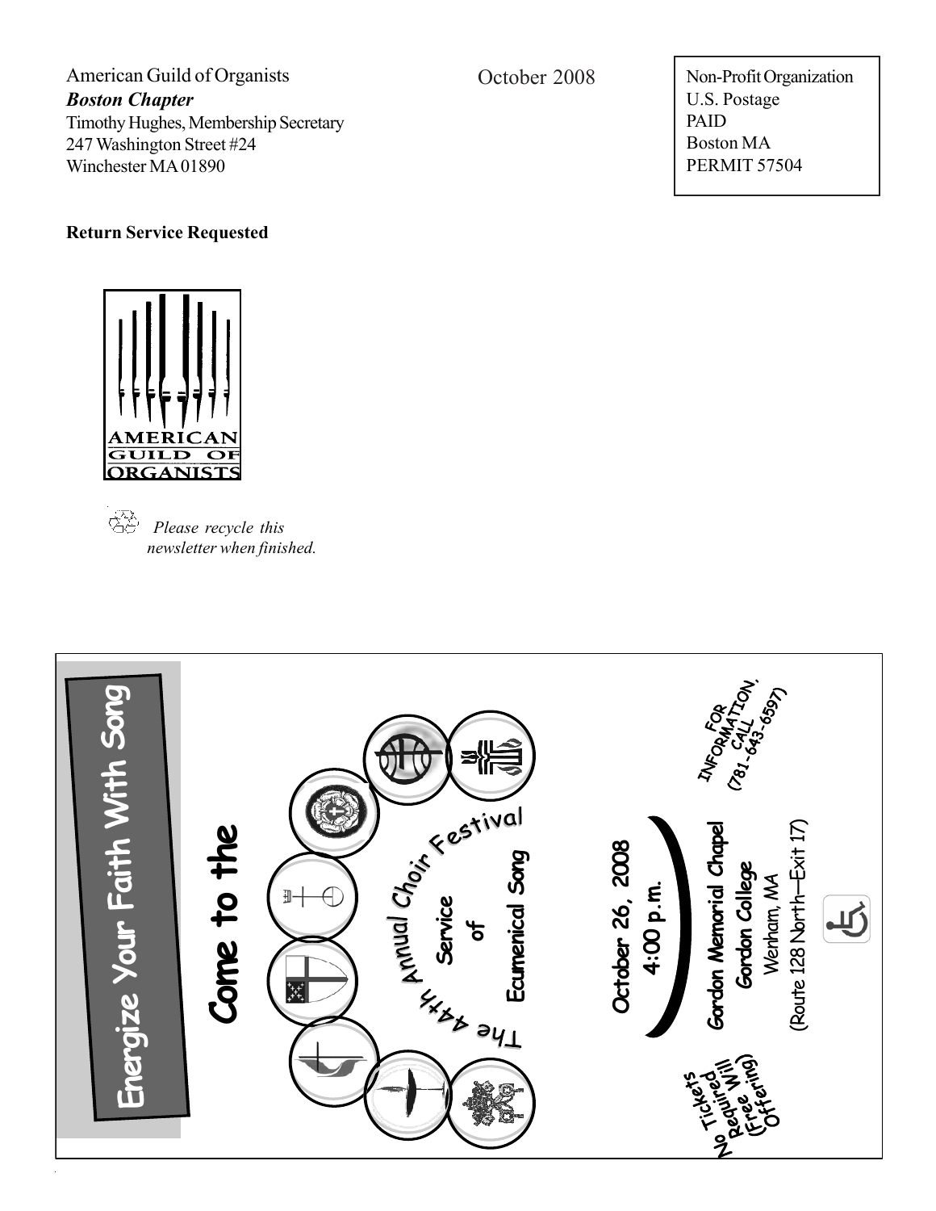American Guild of Organists
***Boston Chapter***
Timothy Hughes, Membership Secretary
247 Washington Street #24
Winchester MA 01890

October 2008

Non-Profit Organization
U.S. Postage
PAID
Boston MA
PERMIT 57504

**Return Service Requested**

AMERICAN GUILD OF ORGANISTS

*Please recycle this newsletter when finished.*

# Energize Your Faith With Song

## Come to the

The 44th Annual Choir Festival

**Service of Ecumenical Song**

**October 26, 2008**
**4:00 p.m.**

**Gordon Memorial Chapel**
**Gordon College**
Wenham, MA
(Route 128 North—Exit 17)

FOR INFORMATION, CALL (781-643-6597)

No Tickets Required (Free Will Offering)